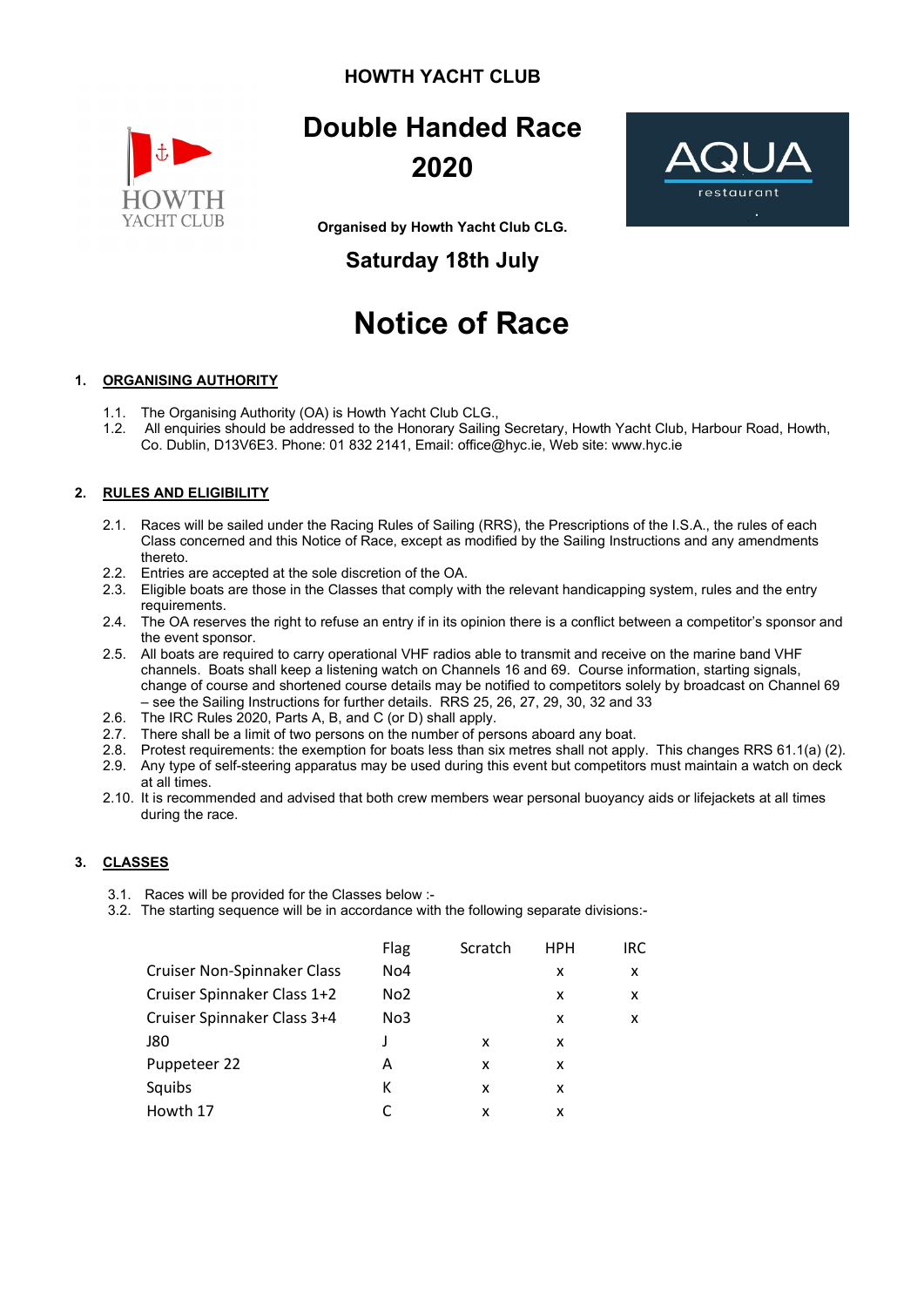**HOWTH YACHT CLUB**

# Double Handed Race 2020

**Organised by Howth Yacht Club CLG.**

## Saturday 18th July

# Notice of Race

## 1. ORGANISING AUTHORITY

1.1. The Organising Authority (OA) is Howth Yacht Club CLG.,

1.2. All enquiries should be addressed to the Honorary Sailing Secretary, Howth Yacht Club, Harbour Road, Howth, Co. Dublin, D13V6E3. Phone: 01 832 2141, Email: office@hyc.ie, Web site: www.hyc.ie

## 2. RULES AND ELIGIBILITY

2.1. Races will be sailed under the Racing Rules of Sailing (RRS), the Prescriptions of the I.S.A., the rules of each Class concerned and this Notice of Race, except as modified by the Sailing Instructions and any amendments thereto.

2.2. Entries are accepted at the sole discretion of the OA.

2.3. Eligible boats are those in the Classes that comply with the relevant handicapping system, rules and the entry requirements.

2.4. The OA reserves the right to refuse an entry if in its opinion there is a conflict between a competitor's sponsor and the event sponsor.

2.5. All boats are required to carry operational VHF radios able to transmit and receive on the marine band VHF channels. Boats shall keep a listening watch on Channels 16 and 69. Course information, starting signals, change of course and shortened course details may be notified to competitors solely by broadcast on Channel 69 – see the Sailing Instructions for further details. RRS 25, 26, 27, 29, 30, 32 and 33

2.6. The IRC Rules 2020, Parts A, B, and C (or D) shall apply.

2.7. There shall be a limit of two persons on the number of persons aboard any boat.

2.8. Protest requirements: the exemption for boats less than six metres shall not apply. This changes RRS 61.1(a) (2).

2.9. Any type of self-steering apparatus may be used during this event but competitors must maintain a watch on deck at all times.

2.10. It is recommended and advised that both crew members wear personal buoyancy aids or lifejackets at all times during the race.

## 3. CLASSES

3.1. Races will be provided for the Classes below :-

3.2. The starting sequence will be in accordance with the following separate divisions:-

| | Flag | Scratch | HPH | IRC |
|---|---|---|---|---|
| Cruiser Non-Spinnaker Class | No4 | | x | x |
| Cruiser Spinnaker Class 1+2 | No2 | | x | x |
| Cruiser Spinnaker Class 3+4 | No3 | | x | x |
| J80 | J | x | x | |
| Puppeteer 22 | A | x | x | |
| Squibs | K | x | x | |
| Howth 17 | C | x | x | |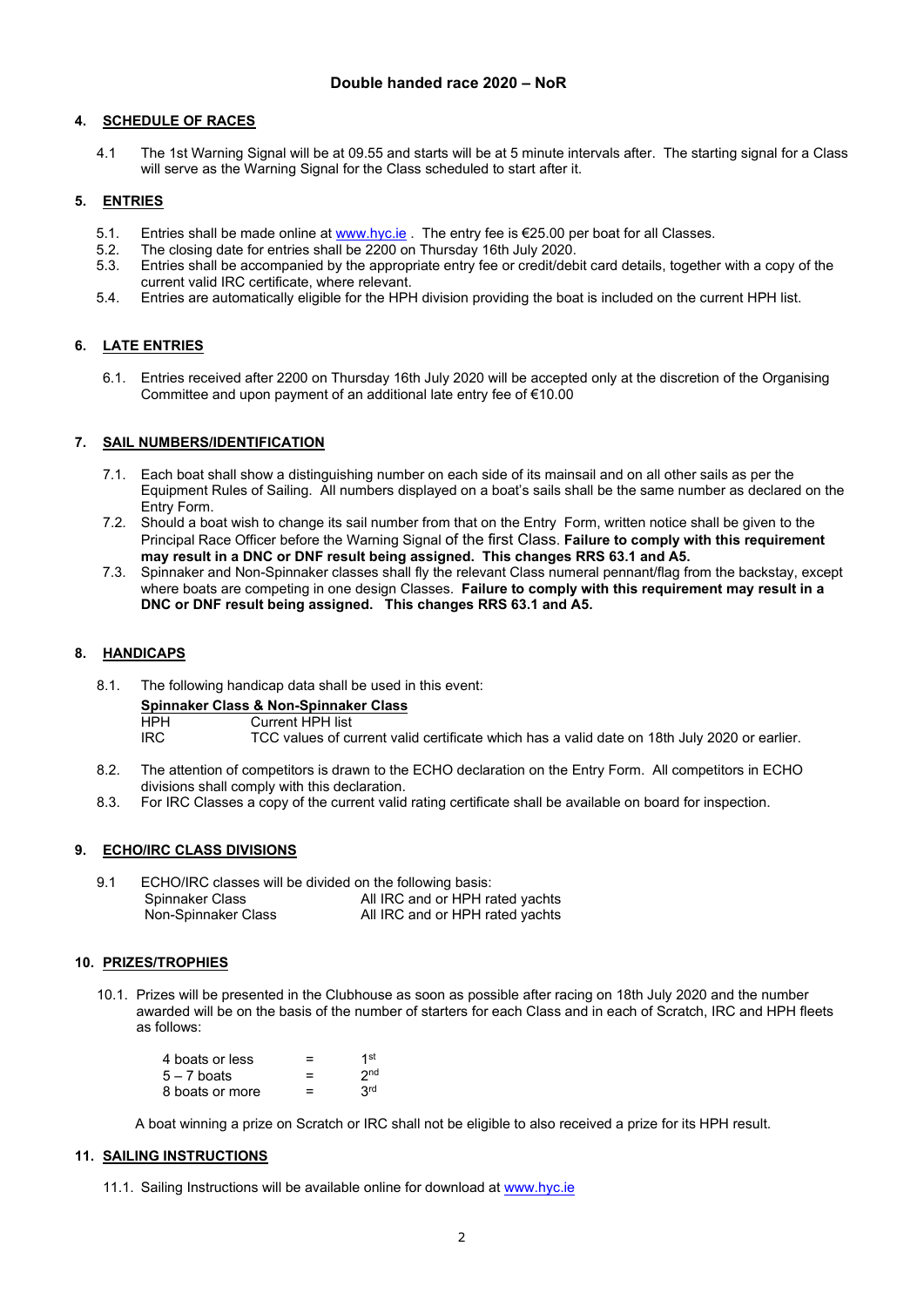# Double handed race 2020 – NoR

## 4. SCHEDULE OF RACES

4.1 The 1st Warning Signal will be at 09.55 and starts will be at 5 minute intervals after. The starting signal for a Class will serve as the Warning Signal for the Class scheduled to start after it.

## 5. ENTRIES

5.1. Entries shall be made online at www.hyc.ie . The entry fee is €25.00 per boat for all Classes.
5.2. The closing date for entries shall be 2200 on Thursday 16th July 2020.
5.3. Entries shall be accompanied by the appropriate entry fee or credit/debit card details, together with a copy of the current valid IRC certificate, where relevant.
5.4. Entries are automatically eligible for the HPH division providing the boat is included on the current HPH list.

## 6. LATE ENTRIES

6.1. Entries received after 2200 on Thursday 16th July 2020 will be accepted only at the discretion of the Organising Committee and upon payment of an additional late entry fee of €10.00

## 7. SAIL NUMBERS/IDENTIFICATION

7.1. Each boat shall show a distinguishing number on each side of its mainsail and on all other sails as per the Equipment Rules of Sailing. All numbers displayed on a boat's sails shall be the same number as declared on the Entry Form.
7.2. Should a boat wish to change its sail number from that on the Entry Form, written notice shall be given to the Principal Race Officer before the Warning Signal of the first Class. **Failure to comply with this requirement may result in a DNC or DNF result being assigned. This changes RRS 63.1 and A5.**
7.3. Spinnaker and Non-Spinnaker classes shall fly the relevant Class numeral pennant/flag from the backstay, except where boats are competing in one design Classes. **Failure to comply with this requirement may result in a DNC or DNF result being assigned. This changes RRS 63.1 and A5.**

## 8. HANDICAPS

8.1. The following handicap data shall be used in this event:

**Spinnaker Class & Non-Spinnaker Class**

| | |
|---|---|
| HPH | Current HPH list |
| IRC | TCC values of current valid certificate which has a valid date on 18th July 2020 or earlier. |

8.2. The attention of competitors is drawn to the ECHO declaration on the Entry Form. All competitors in ECHO divisions shall comply with this declaration.
8.3. For IRC Classes a copy of the current valid rating certificate shall be available on board for inspection.

## 9. ECHO/IRC CLASS DIVISIONS

9.1 ECHO/IRC classes will be divided on the following basis:

| | |
|---|---|
| Spinnaker Class | All IRC and or HPH rated yachts |
| Non-Spinnaker Class | All IRC and or HPH rated yachts |

## 10. PRIZES/TROPHIES

10.1. Prizes will be presented in the Clubhouse as soon as possible after racing on 18th July 2020 and the number awarded will be on the basis of the number of starters for each Class and in each of Scratch, IRC and HPH fleets as follows:

| | | |
|---|---|---|
| 4 boats or less | = | 1st |
| 5 – 7 boats | = | 2nd |
| 8 boats or more | = | 3rd |

A boat winning a prize on Scratch or IRC shall not be eligible to also received a prize for its HPH result.

## 11. SAILING INSTRUCTIONS

11.1. Sailing Instructions will be available online for download at www.hyc.ie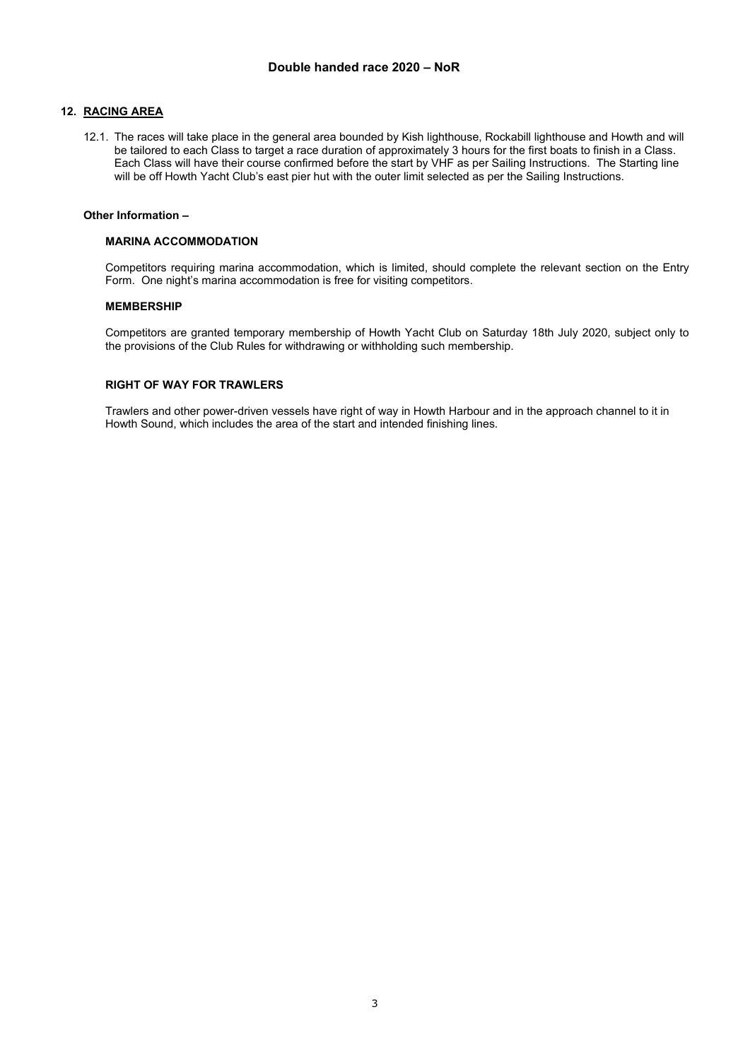## 12. RACING AREA

12.1. The races will take place in the general area bounded by Kish lighthouse, Rockabill lighthouse and Howth and will be tailored to each Class to target a race duration of approximately 3 hours for the first boats to finish in a Class. Each Class will have their course confirmed before the start by VHF as per Sailing Instructions. The Starting line will be off Howth Yacht Club's east pier hut with the outer limit selected as per the Sailing Instructions.

**Other Information –**

**MARINA ACCOMMODATION**

Competitors requiring marina accommodation, which is limited, should complete the relevant section on the Entry Form. One night's marina accommodation is free for visiting competitors.

**MEMBERSHIP**

Competitors are granted temporary membership of Howth Yacht Club on Saturday 18th July 2020, subject only to the provisions of the Club Rules for withdrawing or withholding such membership.

**RIGHT OF WAY FOR TRAWLERS**

Trawlers and other power-driven vessels have right of way in Howth Harbour and in the approach channel to it in Howth Sound, which includes the area of the start and intended finishing lines.